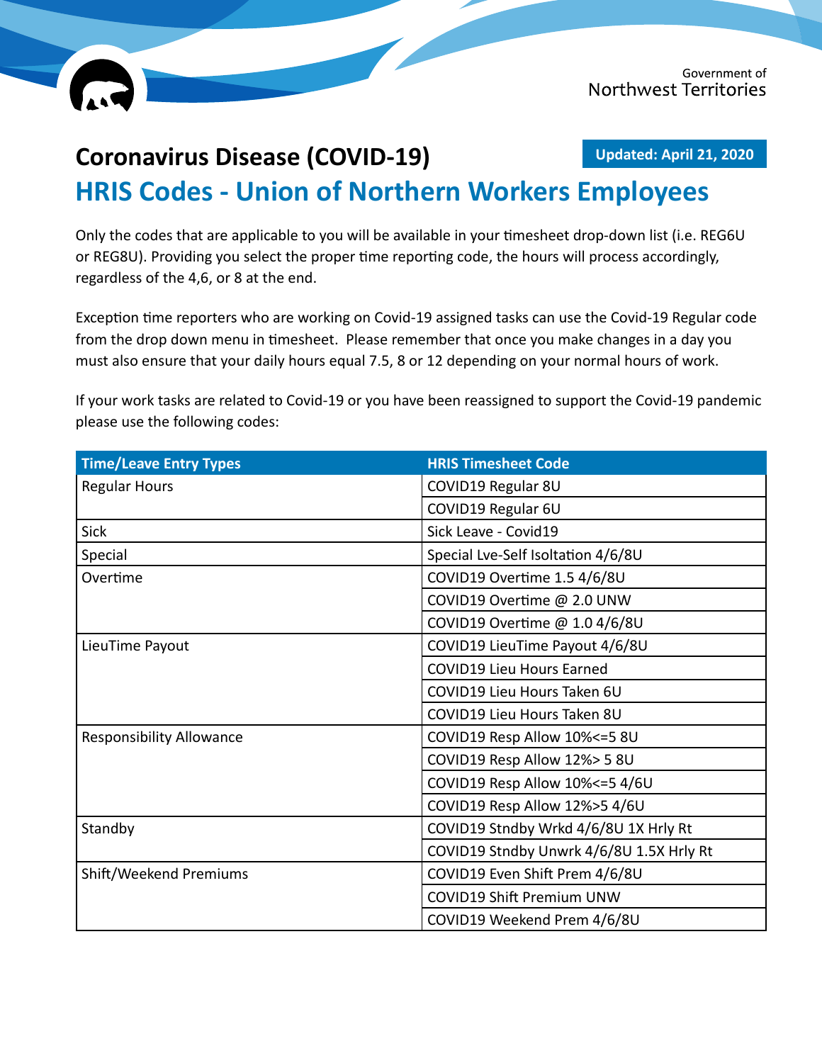Government of Northwest Territories

# Coronavirus Disease (COVID-19)

**Updated: April 21, 2020**

## HRIS Codes - Union of Northern Workers Employees

Only the codes that are applicable to you will be available in your timesheet drop-down list (i.e. REG6U or REG8U). Providing you select the proper time reporting code, the hours will process accordingly, regardless of the 4,6, or 8 at the end.

Exception time reporters who are working on Covid-19 assigned tasks can use the Covid-19 Regular code from the drop down menu in timesheet. Please remember that once you make changes in a day you must also ensure that your daily hours equal 7.5, 8 or 12 depending on your normal hours of work.

If your work tasks are related to Covid-19 or you have been reassigned to support the Covid-19 pandemic please use the following codes:

| Time/Leave Entry Types | HRIS Timesheet Code |
|---|---|
| Regular Hours | COVID19 Regular 8U |
| | COVID19 Regular 6U |
| Sick | Sick Leave - Covid19 |
| Special | Special Lve-Self Isoltation 4/6/8U |
| Overtime | COVID19 Overtime 1.5 4/6/8U |
| | COVID19 Overtime @ 2.0 UNW |
| | COVID19 Overtime @ 1.0 4/6/8U |
| LieuTime Payout | COVID19 LieuTime Payout 4/6/8U |
| | COVID19 Lieu Hours Earned |
| | COVID19 Lieu Hours Taken 6U |
| | COVID19 Lieu Hours Taken 8U |
| Responsibility Allowance | COVID19 Resp Allow 10%<=5 8U |
| | COVID19 Resp Allow 12%> 5 8U |
| | COVID19 Resp Allow 10%<=5 4/6U |
| | COVID19 Resp Allow 12%>5 4/6U |
| Standby | COVID19 Stndby Wrkd 4/6/8U 1X Hrly Rt |
| | COVID19 Stndby Unwrk 4/6/8U 1.5X Hrly Rt |
| Shift/Weekend Premiums | COVID19 Even Shift Prem 4/6/8U |
| | COVID19 Shift Premium UNW |
| | COVID19 Weekend Prem 4/6/8U |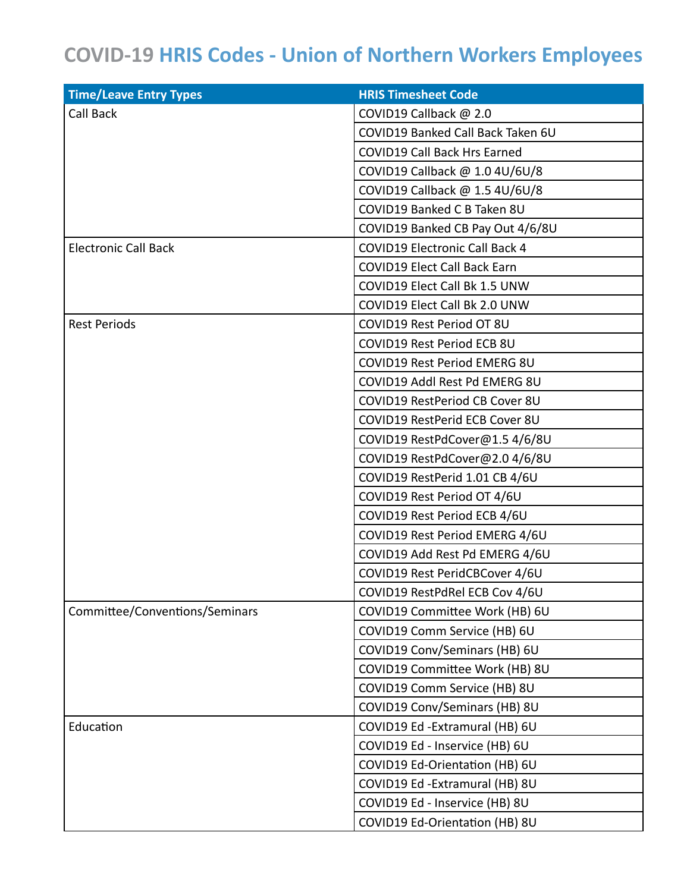# COVID-19 HRIS Codes - Union of Northern Workers Employees

| Time/Leave Entry Types | HRIS Timesheet Code |
|---|---|
| Call Back | COVID19 Callback @ 2.0 |
| | COVID19 Banked Call Back Taken 6U |
| | COVID19 Call Back Hrs Earned |
| | COVID19 Callback @ 1.0 4U/6U/8 |
| | COVID19 Callback @ 1.5 4U/6U/8 |
| | COVID19 Banked C B Taken 8U |
| | COVID19 Banked CB Pay Out 4/6/8U |
| Electronic Call Back | COVID19 Electronic Call Back 4 |
| | COVID19 Elect Call Back Earn |
| | COVID19 Elect Call Bk 1.5 UNW |
| | COVID19 Elect Call Bk 2.0 UNW |
| Rest Periods | COVID19 Rest Period OT 8U |
| | COVID19 Rest Period ECB 8U |
| | COVID19 Rest Period EMERG 8U |
| | COVID19 Addl Rest Pd EMERG 8U |
| | COVID19 RestPeriod CB Cover 8U |
| | COVID19 RestPerid ECB Cover 8U |
| | COVID19 RestPdCover@1.5 4/6/8U |
| | COVID19 RestPdCover@2.0 4/6/8U |
| | COVID19 RestPerid 1.01 CB 4/6U |
| | COVID19 Rest Period OT 4/6U |
| | COVID19 Rest Period ECB 4/6U |
| | COVID19 Rest Period EMERG 4/6U |
| | COVID19 Add Rest Pd EMERG 4/6U |
| | COVID19 Rest PeridCBCover 4/6U |
| | COVID19 RestPdRel ECB Cov 4/6U |
| Committee/Conventions/Seminars | COVID19 Committee Work (HB) 6U |
| | COVID19 Comm Service (HB) 6U |
| | COVID19 Conv/Seminars (HB) 6U |
| | COVID19 Committee Work (HB) 8U |
| | COVID19 Comm Service (HB) 8U |
| | COVID19 Conv/Seminars (HB) 8U |
| Education | COVID19 Ed -Extramural (HB) 6U |
| | COVID19 Ed - Inservice (HB) 6U |
| | COVID19 Ed-Orientation (HB) 6U |
| | COVID19 Ed -Extramural (HB) 8U |
| | COVID19 Ed - Inservice (HB) 8U |
| | COVID19 Ed-Orientation (HB) 8U |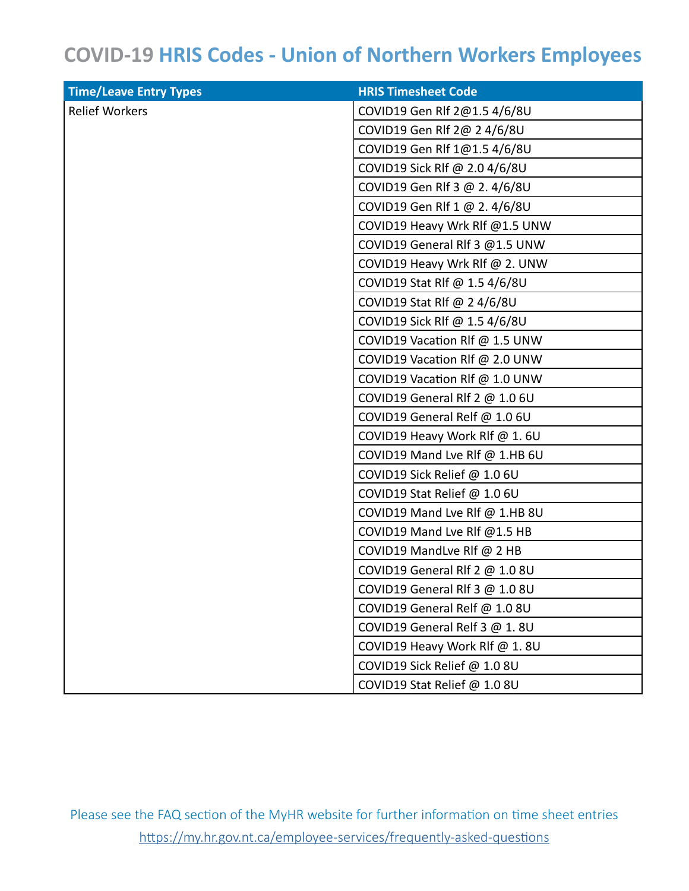# COVID-19 HRIS Codes - Union of Northern Workers Employees

| Time/Leave Entry Types | HRIS Timesheet Code |
|---|---|
| Relief Workers | COVID19 Gen Rlf 2@1.5 4/6/8U |
| | COVID19 Gen Rlf 2@ 2 4/6/8U |
| | COVID19 Gen Rlf 1@1.5 4/6/8U |
| | COVID19 Sick Rlf @ 2.0 4/6/8U |
| | COVID19 Gen Rlf 3 @ 2. 4/6/8U |
| | COVID19 Gen Rlf 1 @ 2. 4/6/8U |
| | COVID19 Heavy Wrk Rlf @1.5 UNW |
| | COVID19 General Rlf 3 @1.5 UNW |
| | COVID19 Heavy Wrk Rlf @ 2. UNW |
| | COVID19 Stat Rlf @ 1.5 4/6/8U |
| | COVID19 Stat Rlf @ 2 4/6/8U |
| | COVID19 Sick Rlf @ 1.5 4/6/8U |
| | COVID19 Vacation Rlf @ 1.5 UNW |
| | COVID19 Vacation Rlf @ 2.0 UNW |
| | COVID19 Vacation Rlf @ 1.0 UNW |
| | COVID19 General Rlf 2 @ 1.0 6U |
| | COVID19 General Relf @ 1.0 6U |
| | COVID19 Heavy Work Rlf @ 1. 6U |
| | COVID19 Mand Lve Rlf @ 1.HB 6U |
| | COVID19 Sick Relief @ 1.0 6U |
| | COVID19 Stat Relief @ 1.0 6U |
| | COVID19 Mand Lve Rlf @ 1.HB 8U |
| | COVID19 Mand Lve Rlf @1.5 HB |
| | COVID19 MandLve Rlf @ 2 HB |
| | COVID19 General Rlf 2 @ 1.0 8U |
| | COVID19 General Rlf 3 @ 1.0 8U |
| | COVID19 General Relf @ 1.0 8U |
| | COVID19 General Relf 3 @ 1. 8U |
| | COVID19 Heavy Work Rlf @ 1. 8U |
| | COVID19 Sick Relief @ 1.0 8U |
| | COVID19 Stat Relief @ 1.0 8U |

Please see the FAQ section of the MyHR website for further information on time sheet entries
https://my.hr.gov.nt.ca/employee-services/frequently-asked-questions